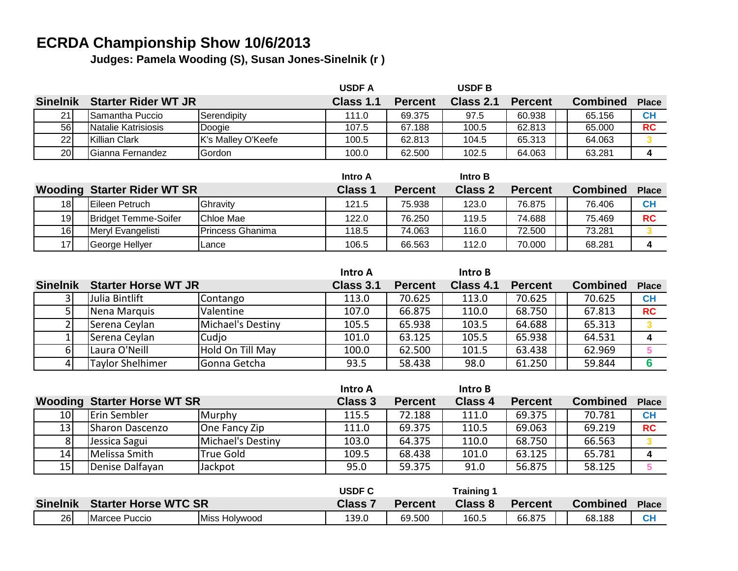# ECRDA Championship Show 10/6/2013

**Judges: Pamela Wooding (S), Susan Jones-Sinelnik (r )**

| | | | USDF A | | USDF B | | | |
|---|---|---|---|---|---|---|---|---|
| **Sinelnik** | **Starter Rider WT JR** | | **Class 1.1** | **Percent** | **Class 2.1** | **Percent** | **Combined** | **Place** |
| 21 | Samantha Puccio | Serendipity | 111.0 | 69.375 | 97.5 | 60.938 | 65.156 | CH |
| 56 | Natalie Katrisiosis | Doogie | 107.5 | 67.188 | 100.5 | 62.813 | 65.000 | RC |
| 22 | Killian Clark | K's Malley O'Keefe | 100.5 | 62.813 | 104.5 | 65.313 | 64.063 | 3 |
| 20 | Gianna Fernandez | Gordon | 100.0 | 62.500 | 102.5 | 64.063 | 63.281 | 4 |

| | | | Intro A | | Intro B | | | |
|---|---|---|---|---|---|---|---|---|
| **Wooding** | **Starter Rider WT SR** | | **Class 1** | **Percent** | **Class 2** | **Percent** | **Combined** | **Place** |
| 18 | Eileen Petruch | Ghravity | 121.5 | 75.938 | 123.0 | 76.875 | 76.406 | CH |
| 19 | Bridget Temme-Soifer | Chloe Mae | 122.0 | 76.250 | 119.5 | 74.688 | 75.469 | RC |
| 16 | Meryl Evangelisti | Princess Ghanima | 118.5 | 74.063 | 116.0 | 72.500 | 73.281 | 3 |
| 17 | George Hellyer | Lance | 106.5 | 66.563 | 112.0 | 70.000 | 68.281 | 4 |

| | | | Intro A | | Intro B | | | |
|---|---|---|---|---|---|---|---|---|
| **Sinelnik** | **Starter Horse WT JR** | | **Class 3.1** | **Percent** | **Class 4.1** | **Percent** | **Combined** | **Place** |
| 3 | Julia Bintlift | Contango | 113.0 | 70.625 | 113.0 | 70.625 | 70.625 | CH |
| 5 | Nena Marquis | Valentine | 107.0 | 66.875 | 110.0 | 68.750 | 67.813 | RC |
| 2 | Serena Ceylan | Michael's Destiny | 105.5 | 65.938 | 103.5 | 64.688 | 65.313 | 3 |
| 1 | Serena Ceylan | Cudjo | 101.0 | 63.125 | 105.5 | 65.938 | 64.531 | 4 |
| 6 | Laura O'Neill | Hold On Till May | 100.0 | 62.500 | 101.5 | 63.438 | 62.969 | 5 |
| 4 | Taylor Shelhimer | Gonna Getcha | 93.5 | 58.438 | 98.0 | 61.250 | 59.844 | 6 |

| | | | Intro A | | Intro B | | | |
|---|---|---|---|---|---|---|---|---|
| **Wooding** | **Starter Horse WT SR** | | **Class 3** | **Percent** | **Class 4** | **Percent** | **Combined** | **Place** |
| 10 | Erin Sembler | Murphy | 115.5 | 72.188 | 111.0 | 69.375 | 70.781 | CH |
| 13 | Sharon Dascenzo | One Fancy Zip | 111.0 | 69.375 | 110.5 | 69.063 | 69.219 | RC |
| 8 | Jessica Sagui | Michael's Destiny | 103.0 | 64.375 | 110.0 | 68.750 | 66.563 | 3 |
| 14 | Melissa Smith | True Gold | 109.5 | 68.438 | 101.0 | 63.125 | 65.781 | 4 |
| 15 | Denise Dalfayan | Jackpot | 95.0 | 59.375 | 91.0 | 56.875 | 58.125 | 5 |

| | | | USDF C | | Training 1 | | | |
|---|---|---|---|---|---|---|---|---|
| **Sinelnik** | **Starter Horse WTC SR** | | **Class 7** | **Percent** | **Class 8** | **Percent** | **Combined** | **Place** |
| 26 | Marcee Puccio | Miss Holywood | 139.0 | 69.500 | 160.5 | 66.875 | 68.188 | CH |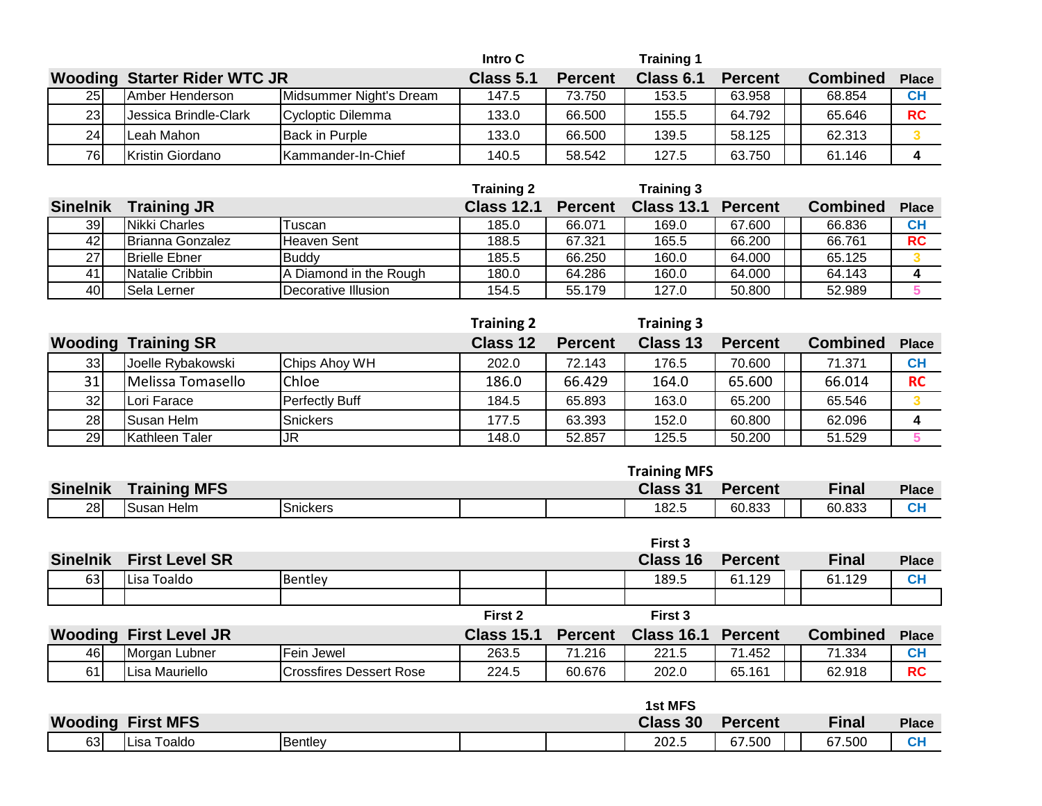| Wooding | Starter Rider WTC JR | | Intro C Class 5.1 | Percent | Training 1 Class 6.1 | Percent | | Combined | Place |
|---|---|---|---|---|---|---|---|---|---|
| 25 | Amber Henderson | Midsummer Night's Dream | 147.5 | 73.750 | 153.5 | 63.958 | | 68.854 | CH |
| 23 | Jessica Brindle-Clark | Cycloptic Dilemma | 133.0 | 66.500 | 155.5 | 64.792 | | 65.646 | RC |
| 24 | Leah Mahon | Back in Purple | 133.0 | 66.500 | 139.5 | 58.125 | | 62.313 | 3 |
| 76 | Kristin Giordano | Kammander-In-Chief | 140.5 | 58.542 | 127.5 | 63.750 | | 61.146 | 4 |

| Sinelnik | Training JR | | Training 2 Class 12.1 | Percent | Training 3 Class 13.1 | Percent | | Combined | Place |
|---|---|---|---|---|---|---|---|---|---|
| 39 | Nikki Charles | Tuscan | 185.0 | 66.071 | 169.0 | 67.600 | | 66.836 | CH |
| 42 | Brianna Gonzalez | Heaven Sent | 188.5 | 67.321 | 165.5 | 66.200 | | 66.761 | RC |
| 27 | Brielle Ebner | Buddy | 185.5 | 66.250 | 160.0 | 64.000 | | 65.125 | 3 |
| 41 | Natalie Cribbin | A Diamond in the Rough | 180.0 | 64.286 | 160.0 | 64.000 | | 64.143 | 4 |
| 40 | Sela Lerner | Decorative Illusion | 154.5 | 55.179 | 127.0 | 50.800 | | 52.989 | 5 |

| Wooding | Training SR | | Training 2 Class 12 | Percent | Training 3 Class 13 | Percent | | Combined | Place |
|---|---|---|---|---|---|---|---|---|---|
| 33 | Joelle Rybakowski | Chips Ahoy WH | 202.0 | 72.143 | 176.5 | 70.600 | | 71.371 | CH |
| 31 | Melissa Tomasello | Chloe | 186.0 | 66.429 | 164.0 | 65.600 | | 66.014 | RC |
| 32 | Lori Farace | Perfectly Buff | 184.5 | 65.893 | 163.0 | 65.200 | | 65.546 | 3 |
| 28 | Susan Helm | Snickers | 177.5 | 63.393 | 152.0 | 60.800 | | 62.096 | 4 |
| 29 | Kathleen Taler | JR | 148.0 | 52.857 | 125.5 | 50.200 | | 51.529 | 5 |

| Sinelnik | Training MFS | | | | Training MFS Class 31 | Percent | | Final | Place |
|---|---|---|---|---|---|---|---|---|---|
| 28 | Susan Helm | Snickers | | | 182.5 | 60.833 | | 60.833 | CH |

| Sinelnik | First Level SR | | | | First 3 Class 16 | Percent | | Final | Place |
|---|---|---|---|---|---|---|---|---|---|
| 63 | Lisa Toaldo | Bentley | | | 189.5 | 61.129 | | 61.129 | CH |
| | | | | | | | | | |

| Wooding | First Level JR | | First 2 Class 15.1 | Percent | First 3 Class 16.1 | Percent | | Combined | Place |
|---|---|---|---|---|---|---|---|---|---|
| 46 | Morgan Lubner | Fein Jewel | 263.5 | 71.216 | 221.5 | 71.452 | | 71.334 | CH |
| 61 | Lisa Mauriello | Crossfires Dessert Rose | 224.5 | 60.676 | 202.0 | 65.161 | | 62.918 | RC |

| Wooding | First MFS | | | | 1st MFS Class 30 | Percent | | Final | Place |
|---|---|---|---|---|---|---|---|---|---|
| 63 | Lisa Toaldo | Bentley | | | 202.5 | 67.500 | | 67.500 | CH |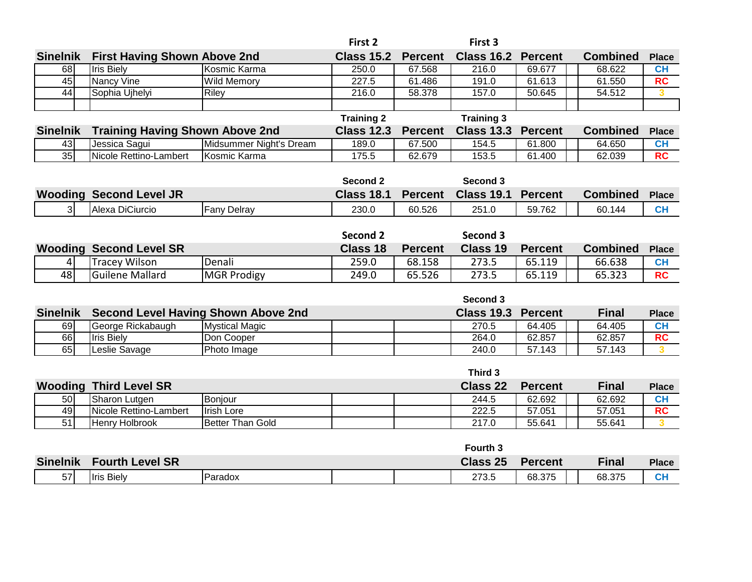| Sinelnik | First Having Shown Above 2nd | | First 2<br>Class 15.2 | Percent | First 3<br>Class 16.2 | Percent | | Combined | Place |
|---|---|---|---|---|---|---|---|---|---|
| 68 | Iris Biely | Kosmic Karma | 250.0 | 67.568 | 216.0 | 69.677 | | 68.622 | CH |
| 45 | Nancy Vine | Wild Memory | 227.5 | 61.486 | 191.0 | 61.613 | | 61.550 | RC |
| 44 | Sophia Ujhelyi | Riley | 216.0 | 58.378 | 157.0 | 50.645 | | 54.512 | 3 |
| | | | | | | | | | |

| Sinelnik | Training Having Shown Above 2nd | | Training 2<br>Class 12.3 | Percent | Training 3<br>Class 13.3 | Percent | | Combined | Place |
|---|---|---|---|---|---|---|---|---|---|
| 43 | Jessica Sagui | Midsummer Night's Dream | 189.0 | 67.500 | 154.5 | 61.800 | | 64.650 | CH |
| 35 | Nicole Rettino-Lambert | Kosmic Karma | 175.5 | 62.679 | 153.5 | 61.400 | | 62.039 | RC |

| Wooding | Second Level JR | | Second 2<br>Class 18.1 | Percent | Second 3<br>Class 19.1 | Percent | | Combined | Place |
|---|---|---|---|---|---|---|---|---|---|
| 3 | Alexa DiCiurcio | Fany Delray | 230.0 | 60.526 | 251.0 | 59.762 | | 60.144 | CH |

| Wooding | Second Level SR | | Second 2<br>Class 18 | Percent | Second 3<br>Class 19 | Percent | | Combined | Place |
|---|---|---|---|---|---|---|---|---|---|
| 4 | Tracey Wilson | Denali | 259.0 | 68.158 | 273.5 | 65.119 | | 66.638 | CH |
| 48 | Guilene Mallard | MGR Prodigy | 249.0 | 65.526 | 273.5 | 65.119 | | 65.323 | RC |

| Sinelnik | Second Level Having Shown Above 2nd | | | | Second 3<br>Class 19.3 | Percent | | Final | Place |
|---|---|---|---|---|---|---|---|---|---|
| 69 | George Rickabaugh | Mystical Magic | | | 270.5 | 64.405 | | 64.405 | CH |
| 66 | Iris Biely | Don Cooper | | | 264.0 | 62.857 | | 62.857 | RC |
| 65 | Leslie Savage | Photo Image | | | 240.0 | 57.143 | | 57.143 | 3 |

| Wooding | Third Level SR | | | | Third 3<br>Class 22 | Percent | | Final | Place |
|---|---|---|---|---|---|---|---|---|---|
| 50 | Sharon Lutgen | Bonjour | | | 244.5 | 62.692 | | 62.692 | CH |
| 49 | Nicole Rettino-Lambert | Irish Lore | | | 222.5 | 57.051 | | 57.051 | RC |
| 51 | Henry Holbrook | Better Than Gold | | | 217.0 | 55.641 | | 55.641 | 3 |

| Sinelnik | Fourth Level SR | | | | Fourth 3<br>Class 25 | Percent | | Final | Place |
|---|---|---|---|---|---|---|---|---|---|
| 57 | Iris Biely | Paradox | | | 273.5 | 68.375 | | 68.375 | CH |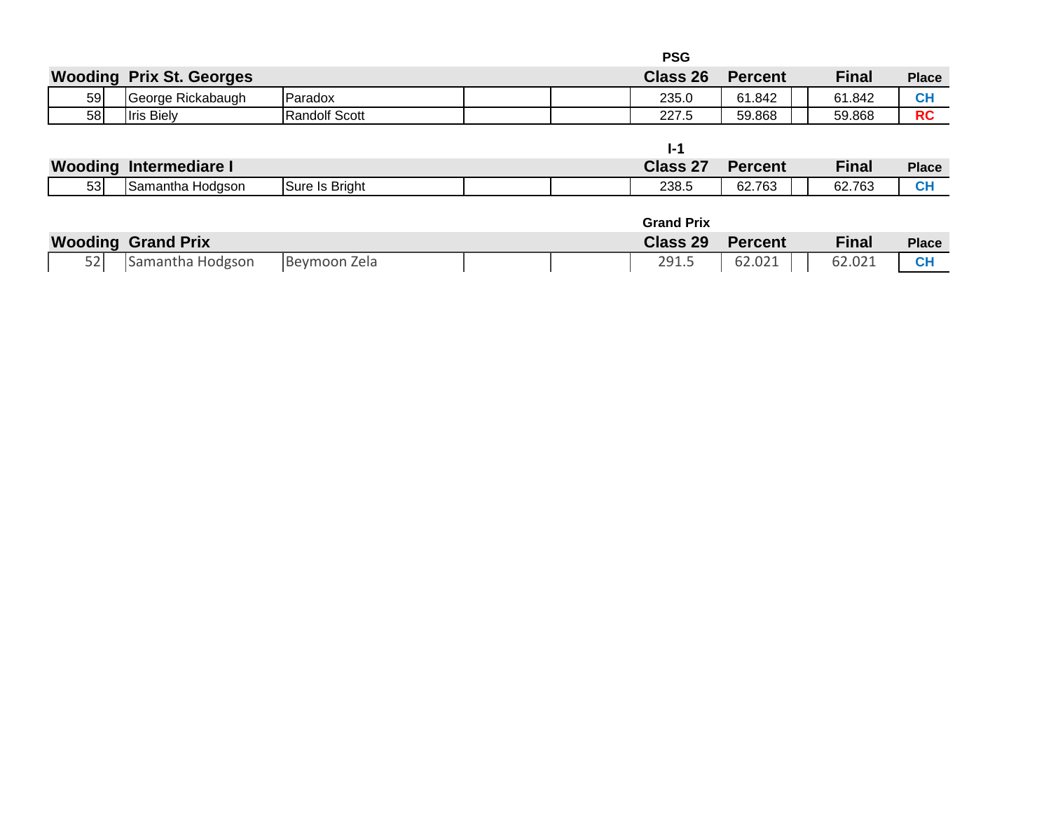| | | | | | PSG | | | | |
|---|---|---|---|---|---|---|---|---|---|
| **Wooding** | **Prix St. Georges** | | | | **Class 26** | **Percent** | | **Final** | **Place** |
| 59 | George Rickabaugh | Paradox | | | 235.0 | 61.842 | | 61.842 | CH |
| 58 | Iris Biely | Randolf Scott | | | 227.5 | 59.868 | | 59.868 | RC |

| | | | | | I-1 | | | | |
|---|---|---|---|---|---|---|---|---|---|
| **Wooding** | **Intermediare I** | | | | **Class 27** | **Percent** | | **Final** | **Place** |
| 53 | Samantha Hodgson | Sure Is Bright | | | 238.5 | 62.763 | | 62.763 | CH |

| | | | | | Grand Prix | | | | |
|---|---|---|---|---|---|---|---|---|---|
| **Wooding** | **Grand Prix** | | | | **Class 29** | **Percent** | | **Final** | **Place** |
| 52 | Samantha Hodgson | Beymoon Zela | | | 291.5 | 62.021 | | 62.021 | CH |